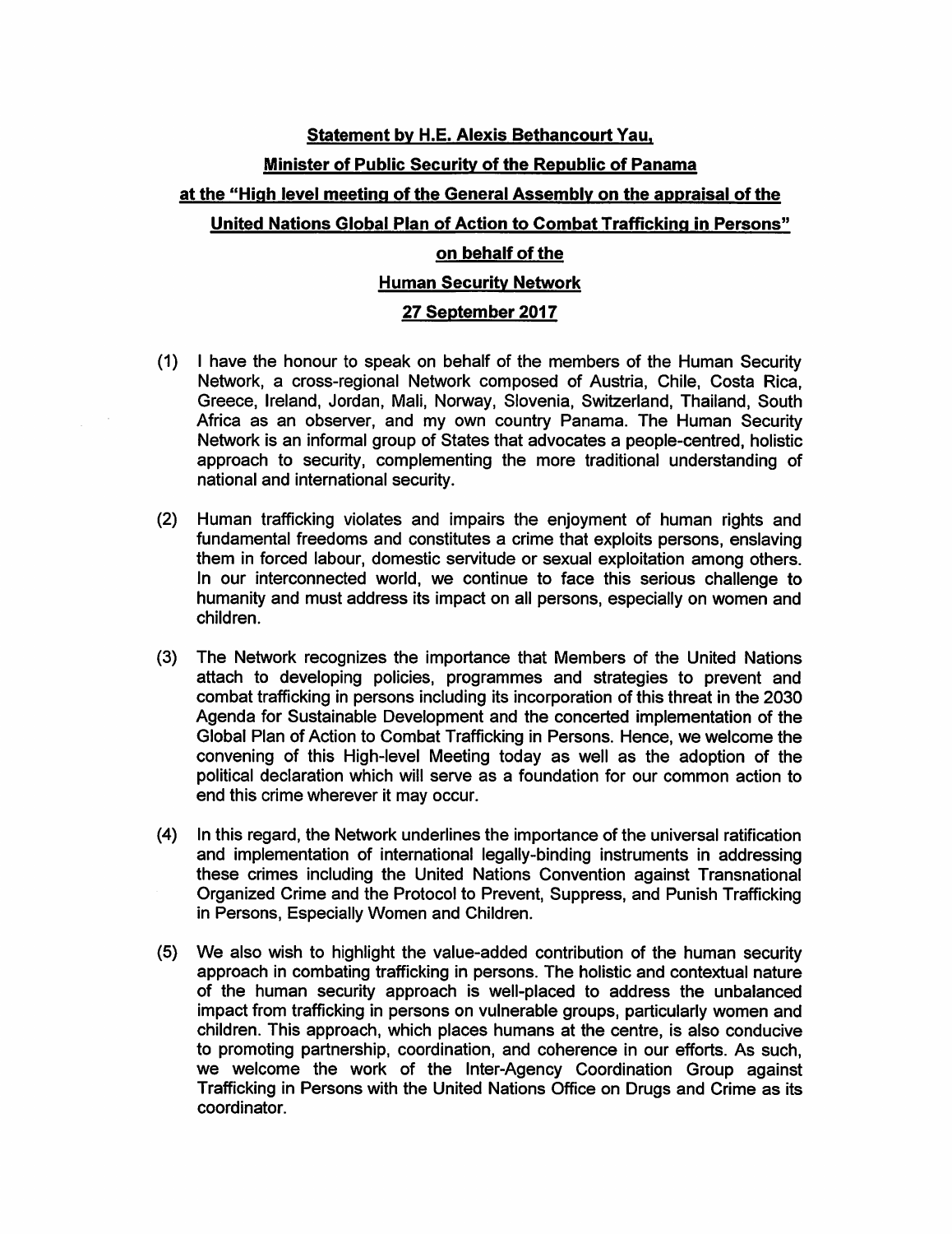**Statement by H.E. Alexis Bethancourt Yau,**

**Minister of Public Security of the Republic of Panama**

**at the "High level meeting of the General Assembly on the appraisal of the United Nations Global Plan of Action to Combat Trafficking in Persons"**

**on behalf of the**

**Human Security Network**

**27 September 2017**

(1) I have the honour to speak on behalf of the members of the Human Security Network, a cross-regional Network composed of Austria, Chile, Costa Rica, Greece, Ireland, Jordan, Mali, Norway, Slovenia, Switzerland, Thailand, South Africa as an observer, and my own country Panama. The Human Security Network is an informal group of States that advocates a people-centred, holistic approach to security, complementing the more traditional understanding of national and international security.

(2) Human trafficking violates and impairs the enjoyment of human rights and fundamental freedoms and constitutes a crime that exploits persons, enslaving them in forced labour, domestic servitude or sexual exploitation among others. In our interconnected world, we continue to face this serious challenge to humanity and must address its impact on all persons, especially on women and children.

(3) The Network recognizes the importance that Members of the United Nations attach to developing policies, programmes and strategies to prevent and combat trafficking in persons including its incorporation of this threat in the 2030 Agenda for Sustainable Development and the concerted implementation of the Global Plan of Action to Combat Trafficking in Persons. Hence, we welcome the convening of this High-level Meeting today as well as the adoption of the political declaration which will serve as a foundation for our common action to end this crime wherever it may occur.

(4) In this regard, the Network underlines the importance of the universal ratification and implementation of international legally-binding instruments in addressing these crimes including the United Nations Convention against Transnational Organized Crime and the Protocol to Prevent, Suppress, and Punish Trafficking in Persons, Especially Women and Children.

(5) We also wish to highlight the value-added contribution of the human security approach in combating trafficking in persons. The holistic and contextual nature of the human security approach is well-placed to address the unbalanced impact from trafficking in persons on vulnerable groups, particularly women and children. This approach, which places humans at the centre, is also conducive to promoting partnership, coordination, and coherence in our efforts. As such, we welcome the work of the Inter-Agency Coordination Group against Trafficking in Persons with the United Nations Office on Drugs and Crime as its coordinator.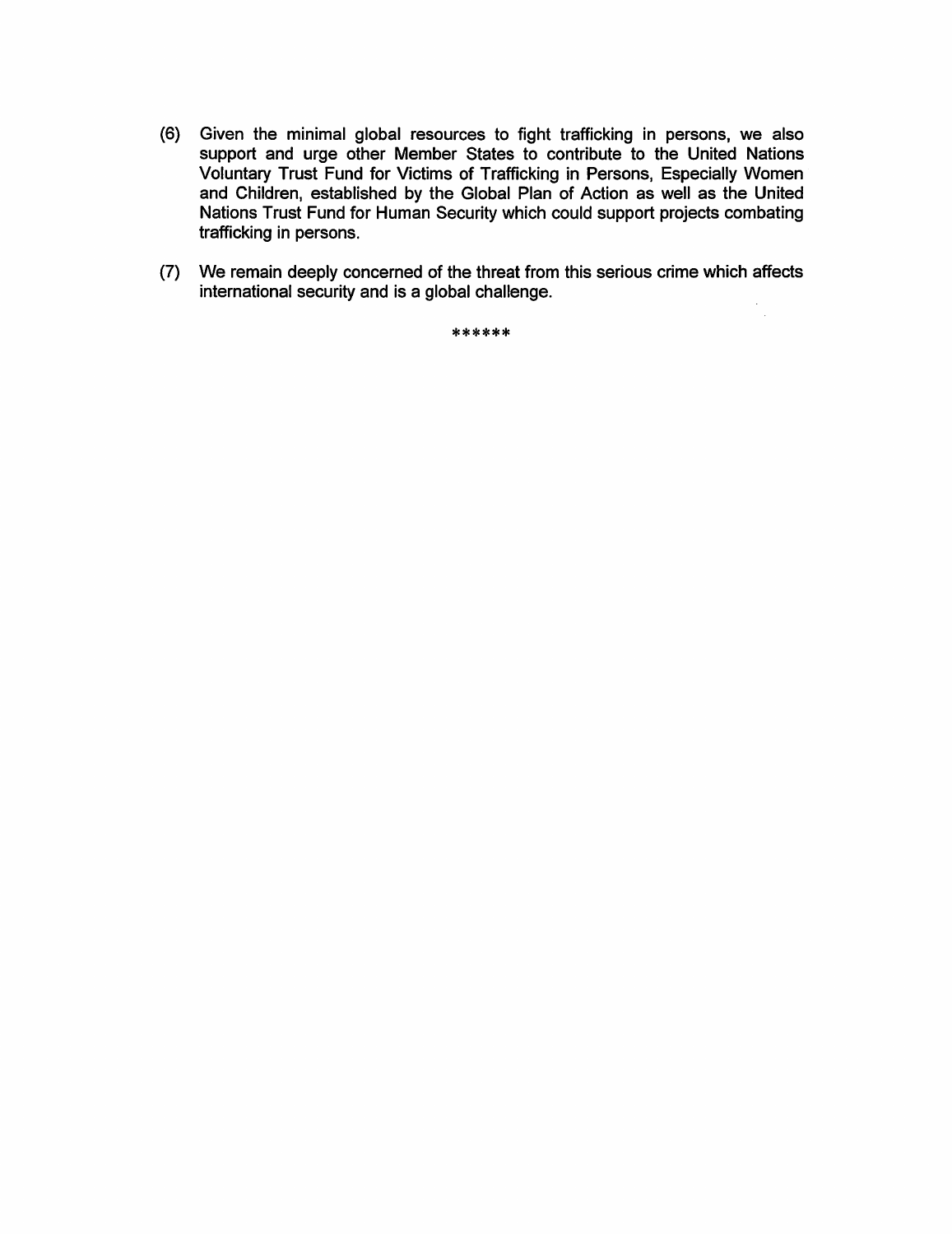(6) Given the minimal global resources to fight trafficking in persons, we also support and urge other Member States to contribute to the United Nations Voluntary Trust Fund for Victims of Trafficking in Persons, Especially Women and Children, established by the Global Plan of Action as well as the United Nations Trust Fund for Human Security which could support projects combating trafficking in persons.

(7) We remain deeply concerned of the threat from this serious crime which affects international security and is a global challenge.

******